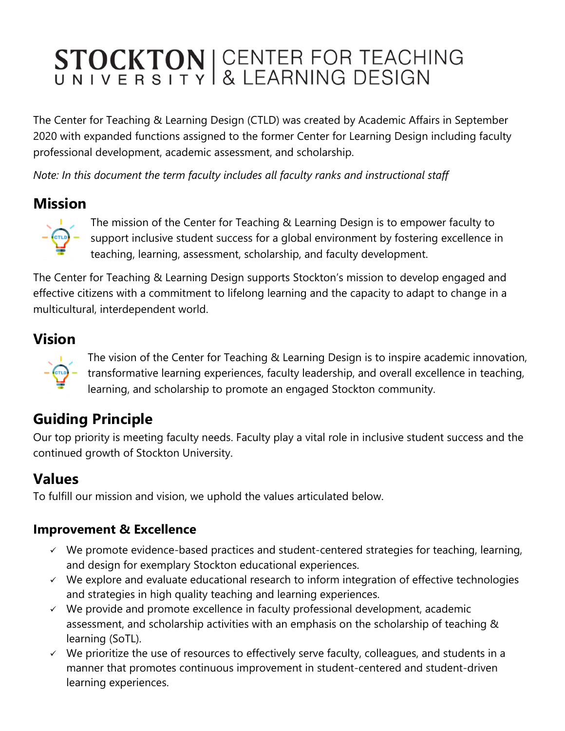# STOCKTON UNIVERSITY | CENTER FOR TEACHING & LEARNING DESIGN

The Center for Teaching & Learning Design (CTLD) was created by Academic Affairs in September 2020 with expanded functions assigned to the former Center for Learning Design including faculty professional development, academic assessment, and scholarship.

*Note: In this document the term faculty includes all faculty ranks and instructional staff*

## Mission

The mission of the Center for Teaching & Learning Design is to empower faculty to support inclusive student success for a global environment by fostering excellence in teaching, learning, assessment, scholarship, and faculty development.

The Center for Teaching & Learning Design supports Stockton's mission to develop engaged and effective citizens with a commitment to lifelong learning and the capacity to adapt to change in a multicultural, interdependent world.

## Vision

The vision of the Center for Teaching & Learning Design is to inspire academic innovation, transformative learning experiences, faculty leadership, and overall excellence in teaching, learning, and scholarship to promote an engaged Stockton community.

## Guiding Principle

Our top priority is meeting faculty needs. Faculty play a vital role in inclusive student success and the continued growth of Stockton University.

## Values

To fulfill our mission and vision, we uphold the values articulated below.

### Improvement & Excellence

- ✓ We promote evidence-based practices and student-centered strategies for teaching, learning, and design for exemplary Stockton educational experiences.
- ✓ We explore and evaluate educational research to inform integration of effective technologies and strategies in high quality teaching and learning experiences.
- ✓ We provide and promote excellence in faculty professional development, academic assessment, and scholarship activities with an emphasis on the scholarship of teaching & learning (SoTL).
- ✓ We prioritize the use of resources to effectively serve faculty, colleagues, and students in a manner that promotes continuous improvement in student-centered and student-driven learning experiences.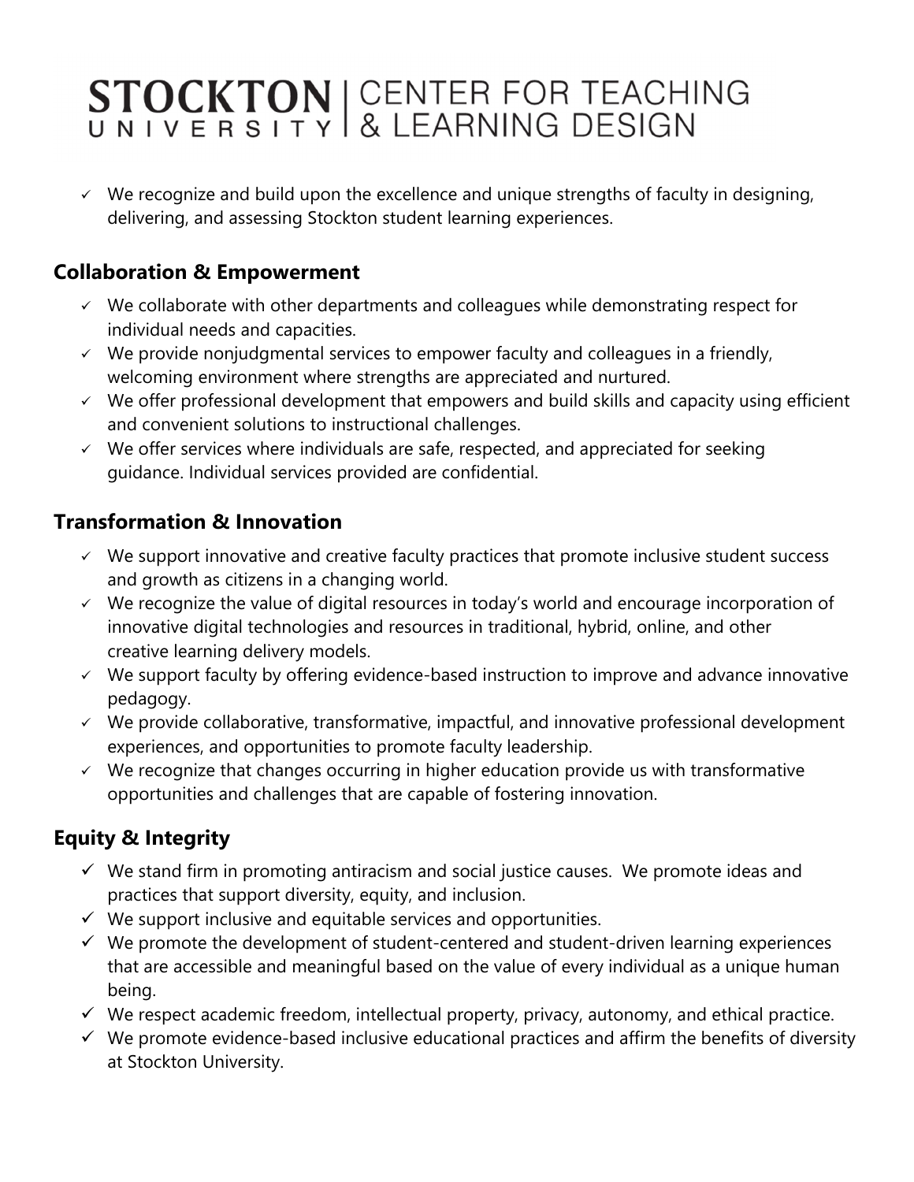- ✓ We recognize and build upon the excellence and unique strengths of faculty in designing, delivering, and assessing Stockton student learning experiences.

## Collaboration & Empowerment

- ✓ We collaborate with other departments and colleagues while demonstrating respect for individual needs and capacities.
- ✓ We provide nonjudgmental services to empower faculty and colleagues in a friendly, welcoming environment where strengths are appreciated and nurtured.
- ✓ We offer professional development that empowers and build skills and capacity using efficient and convenient solutions to instructional challenges.
- ✓ We offer services where individuals are safe, respected, and appreciated for seeking guidance. Individual services provided are confidential.

## Transformation & Innovation

- ✓ We support innovative and creative faculty practices that promote inclusive student success and growth as citizens in a changing world.
- ✓ We recognize the value of digital resources in today's world and encourage incorporation of innovative digital technologies and resources in traditional, hybrid, online, and other creative learning delivery models.
- ✓ We support faculty by offering evidence-based instruction to improve and advance innovative pedagogy.
- ✓ We provide collaborative, transformative, impactful, and innovative professional development experiences, and opportunities to promote faculty leadership.
- ✓ We recognize that changes occurring in higher education provide us with transformative opportunities and challenges that are capable of fostering innovation.

## Equity & Integrity

- ✓ We stand firm in promoting antiracism and social justice causes. We promote ideas and practices that support diversity, equity, and inclusion.
- ✓ We support inclusive and equitable services and opportunities.
- ✓ We promote the development of student-centered and student-driven learning experiences that are accessible and meaningful based on the value of every individual as a unique human being.
- ✓ We respect academic freedom, intellectual property, privacy, autonomy, and ethical practice.
- ✓ We promote evidence-based inclusive educational practices and affirm the benefits of diversity at Stockton University.